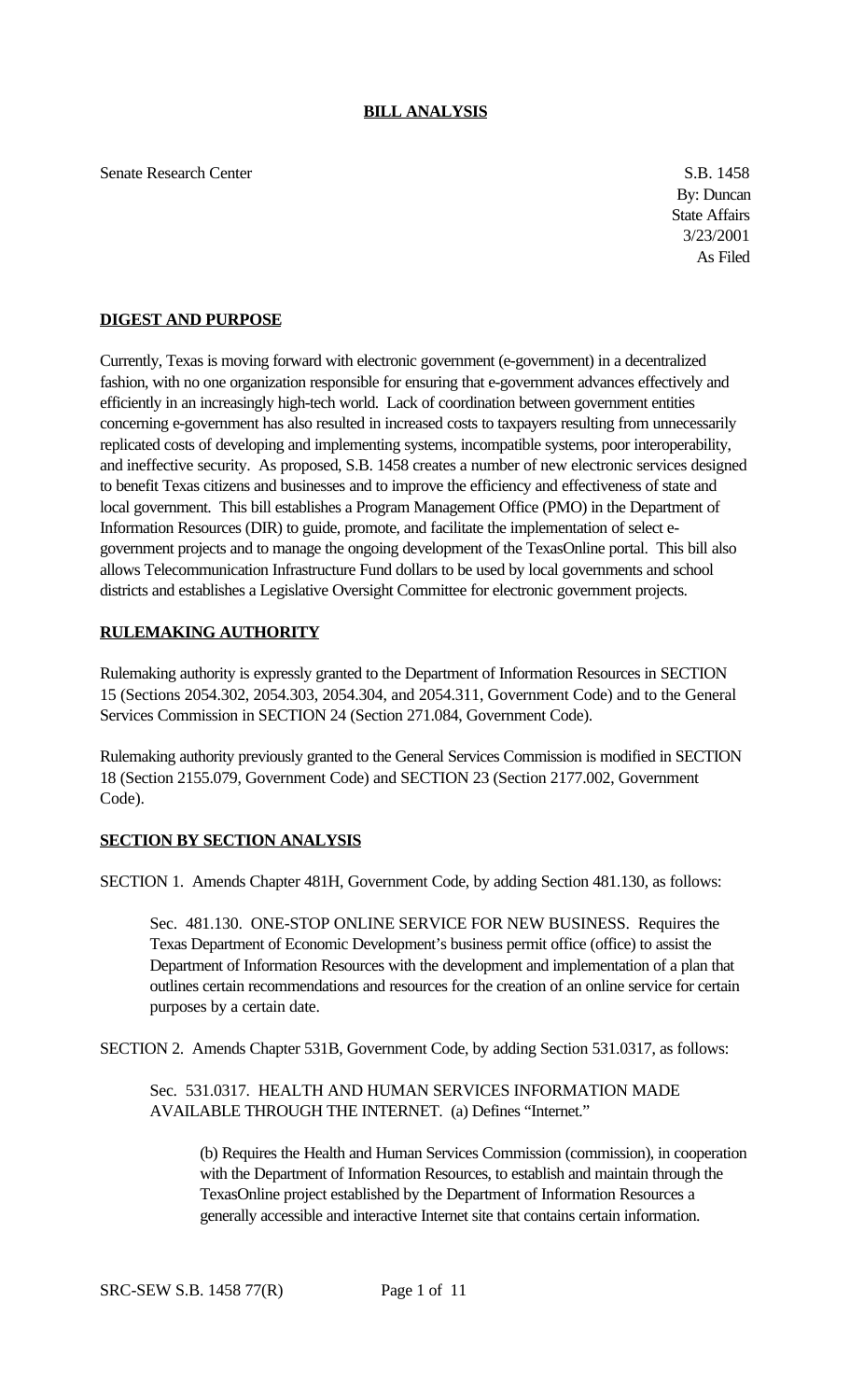**BILL ANALYSIS**

Senate Research Center

S.B. 1458
By: Duncan
State Affairs
3/23/2001
As Filed

**DIGEST AND PURPOSE**

Currently, Texas is moving forward with electronic government (e-government) in a decentralized fashion, with no one organization responsible for ensuring that e-government advances effectively and efficiently in an increasingly high-tech world. Lack of coordination between government entities concerning e-government has also resulted in increased costs to taxpayers resulting from unnecessarily replicated costs of developing and implementing systems, incompatible systems, poor interoperability, and ineffective security. As proposed, S.B. 1458 creates a number of new electronic services designed to benefit Texas citizens and businesses and to improve the efficiency and effectiveness of state and local government. This bill establishes a Program Management Office (PMO) in the Department of Information Resources (DIR) to guide, promote, and facilitate the implementation of select e-government projects and to manage the ongoing development of the TexasOnline portal. This bill also allows Telecommunication Infrastructure Fund dollars to be used by local governments and school districts and establishes a Legislative Oversight Committee for electronic government projects.

**RULEMAKING AUTHORITY**

Rulemaking authority is expressly granted to the Department of Information Resources in SECTION 15 (Sections 2054.302, 2054.303, 2054.304, and 2054.311, Government Code) and to the General Services Commission in SECTION 24 (Section 271.084, Government Code).

Rulemaking authority previously granted to the General Services Commission is modified in SECTION 18 (Section 2155.079, Government Code) and SECTION 23 (Section 2177.002, Government Code).

**SECTION BY SECTION ANALYSIS**

SECTION 1. Amends Chapter 481H, Government Code, by adding Section 481.130, as follows:

Sec. 481.130. ONE-STOP ONLINE SERVICE FOR NEW BUSINESS. Requires the Texas Department of Economic Development's business permit office (office) to assist the Department of Information Resources with the development and implementation of a plan that outlines certain recommendations and resources for the creation of an online service for certain purposes by a certain date.

SECTION 2. Amends Chapter 531B, Government Code, by adding Section 531.0317, as follows:

Sec. 531.0317. HEALTH AND HUMAN SERVICES INFORMATION MADE AVAILABLE THROUGH THE INTERNET. (a) Defines "Internet."

(b) Requires the Health and Human Services Commission (commission), in cooperation with the Department of Information Resources, to establish and maintain through the TexasOnline project established by the Department of Information Resources a generally accessible and interactive Internet site that contains certain information.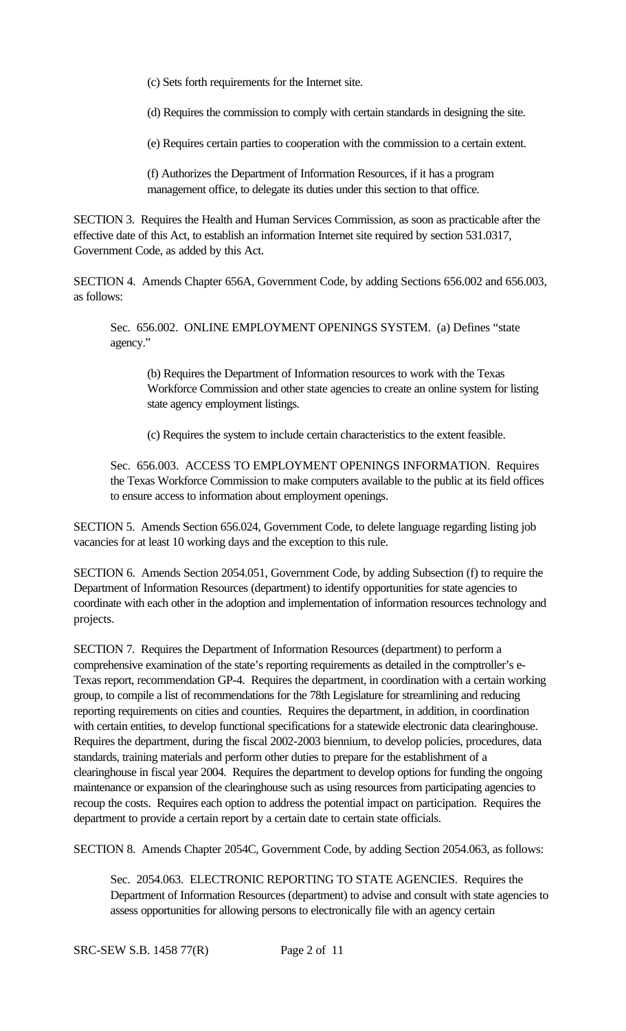(c) Sets forth requirements for the Internet site.

(d) Requires the commission to comply with certain standards in designing the site.

(e) Requires certain parties to cooperation with the commission to a certain extent.

(f) Authorizes the Department of Information Resources, if it has a program management office, to delegate its duties under this section to that office.

SECTION 3. Requires the Health and Human Services Commission, as soon as practicable after the effective date of this Act, to establish an information Internet site required by section 531.0317, Government Code, as added by this Act.

SECTION 4. Amends Chapter 656A, Government Code, by adding Sections 656.002 and 656.003, as follows:

Sec. 656.002. ONLINE EMPLOYMENT OPENINGS SYSTEM. (a) Defines "state agency."

(b) Requires the Department of Information resources to work with the Texas Workforce Commission and other state agencies to create an online system for listing state agency employment listings.

(c) Requires the system to include certain characteristics to the extent feasible.

Sec. 656.003. ACCESS TO EMPLOYMENT OPENINGS INFORMATION. Requires the Texas Workforce Commission to make computers available to the public at its field offices to ensure access to information about employment openings.

SECTION 5. Amends Section 656.024, Government Code, to delete language regarding listing job vacancies for at least 10 working days and the exception to this rule.

SECTION 6. Amends Section 2054.051, Government Code, by adding Subsection (f) to require the Department of Information Resources (department) to identify opportunities for state agencies to coordinate with each other in the adoption and implementation of information resources technology and projects.

SECTION 7. Requires the Department of Information Resources (department) to perform a comprehensive examination of the state's reporting requirements as detailed in the comptroller's e-Texas report, recommendation GP-4. Requires the department, in coordination with a certain working group, to compile a list of recommendations for the 78th Legislature for streamlining and reducing reporting requirements on cities and counties. Requires the department, in addition, in coordination with certain entities, to develop functional specifications for a statewide electronic data clearinghouse. Requires the department, during the fiscal 2002-2003 biennium, to develop policies, procedures, data standards, training materials and perform other duties to prepare for the establishment of a clearinghouse in fiscal year 2004. Requires the department to develop options for funding the ongoing maintenance or expansion of the clearinghouse such as using resources from participating agencies to recoup the costs. Requires each option to address the potential impact on participation. Requires the department to provide a certain report by a certain date to certain state officials.

SECTION 8. Amends Chapter 2054C, Government Code, by adding Section 2054.063, as follows:

Sec. 2054.063. ELECTRONIC REPORTING TO STATE AGENCIES. Requires the Department of Information Resources (department) to advise and consult with state agencies to assess opportunities for allowing persons to electronically file with an agency certain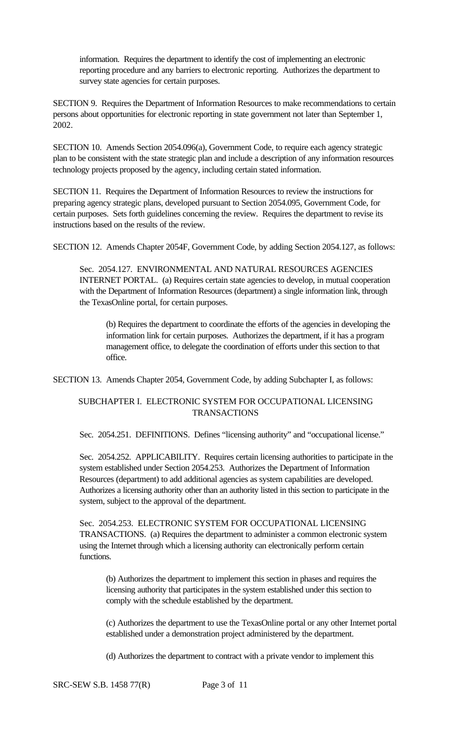information. Requires the department to identify the cost of implementing an electronic reporting procedure and any barriers to electronic reporting. Authorizes the department to survey state agencies for certain purposes.

SECTION 9. Requires the Department of Information Resources to make recommendations to certain persons about opportunities for electronic reporting in state government not later than September 1, 2002.

SECTION 10. Amends Section 2054.096(a), Government Code, to require each agency strategic plan to be consistent with the state strategic plan and include a description of any information resources technology projects proposed by the agency, including certain stated information.

SECTION 11. Requires the Department of Information Resources to review the instructions for preparing agency strategic plans, developed pursuant to Section 2054.095, Government Code, for certain purposes. Sets forth guidelines concerning the review. Requires the department to revise its instructions based on the results of the review.

SECTION 12. Amends Chapter 2054F, Government Code, by adding Section 2054.127, as follows:

Sec. 2054.127. ENVIRONMENTAL AND NATURAL RESOURCES AGENCIES INTERNET PORTAL. (a) Requires certain state agencies to develop, in mutual cooperation with the Department of Information Resources (department) a single information link, through the TexasOnline portal, for certain purposes.

(b) Requires the department to coordinate the efforts of the agencies in developing the information link for certain purposes. Authorizes the department, if it has a program management office, to delegate the coordination of efforts under this section to that office.

SECTION 13. Amends Chapter 2054, Government Code, by adding Subchapter I, as follows:

SUBCHAPTER I. ELECTRONIC SYSTEM FOR OCCUPATIONAL LICENSING TRANSACTIONS

Sec. 2054.251. DEFINITIONS. Defines "licensing authority" and "occupational license."

Sec. 2054.252. APPLICABILITY. Requires certain licensing authorities to participate in the system established under Section 2054.253. Authorizes the Department of Information Resources (department) to add additional agencies as system capabilities are developed. Authorizes a licensing authority other than an authority listed in this section to participate in the system, subject to the approval of the department.

Sec. 2054.253. ELECTRONIC SYSTEM FOR OCCUPATIONAL LICENSING TRANSACTIONS. (a) Requires the department to administer a common electronic system using the Internet through which a licensing authority can electronically perform certain functions.

(b) Authorizes the department to implement this section in phases and requires the licensing authority that participates in the system established under this section to comply with the schedule established by the department.

(c) Authorizes the department to use the TexasOnline portal or any other Internet portal established under a demonstration project administered by the department.

(d) Authorizes the department to contract with a private vendor to implement this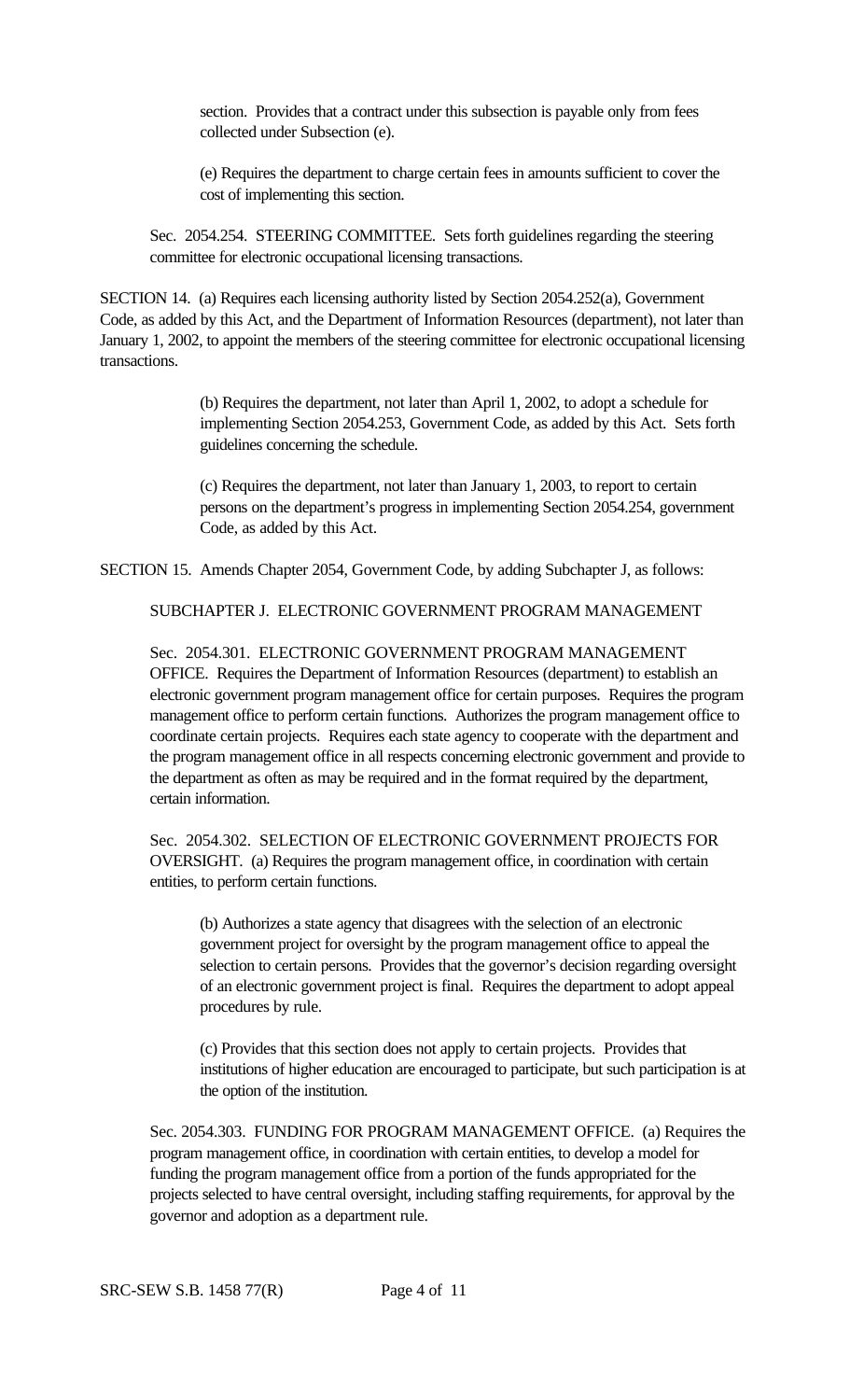section. Provides that a contract under this subsection is payable only from fees collected under Subsection (e).

(e) Requires the department to charge certain fees in amounts sufficient to cover the cost of implementing this section.

Sec. 2054.254. STEERING COMMITTEE. Sets forth guidelines regarding the steering committee for electronic occupational licensing transactions.

SECTION 14. (a) Requires each licensing authority listed by Section 2054.252(a), Government Code, as added by this Act, and the Department of Information Resources (department), not later than January 1, 2002, to appoint the members of the steering committee for electronic occupational licensing transactions.

(b) Requires the department, not later than April 1, 2002, to adopt a schedule for implementing Section 2054.253, Government Code, as added by this Act. Sets forth guidelines concerning the schedule.

(c) Requires the department, not later than January 1, 2003, to report to certain persons on the department's progress in implementing Section 2054.254, government Code, as added by this Act.

SECTION 15. Amends Chapter 2054, Government Code, by adding Subchapter J, as follows:

SUBCHAPTER J. ELECTRONIC GOVERNMENT PROGRAM MANAGEMENT

Sec. 2054.301. ELECTRONIC GOVERNMENT PROGRAM MANAGEMENT OFFICE. Requires the Department of Information Resources (department) to establish an electronic government program management office for certain purposes. Requires the program management office to perform certain functions. Authorizes the program management office to coordinate certain projects. Requires each state agency to cooperate with the department and the program management office in all respects concerning electronic government and provide to the department as often as may be required and in the format required by the department, certain information.

Sec. 2054.302. SELECTION OF ELECTRONIC GOVERNMENT PROJECTS FOR OVERSIGHT. (a) Requires the program management office, in coordination with certain entities, to perform certain functions.

(b) Authorizes a state agency that disagrees with the selection of an electronic government project for oversight by the program management office to appeal the selection to certain persons. Provides that the governor's decision regarding oversight of an electronic government project is final. Requires the department to adopt appeal procedures by rule.

(c) Provides that this section does not apply to certain projects. Provides that institutions of higher education are encouraged to participate, but such participation is at the option of the institution.

Sec. 2054.303. FUNDING FOR PROGRAM MANAGEMENT OFFICE. (a) Requires the program management office, in coordination with certain entities, to develop a model for funding the program management office from a portion of the funds appropriated for the projects selected to have central oversight, including staffing requirements, for approval by the governor and adoption as a department rule.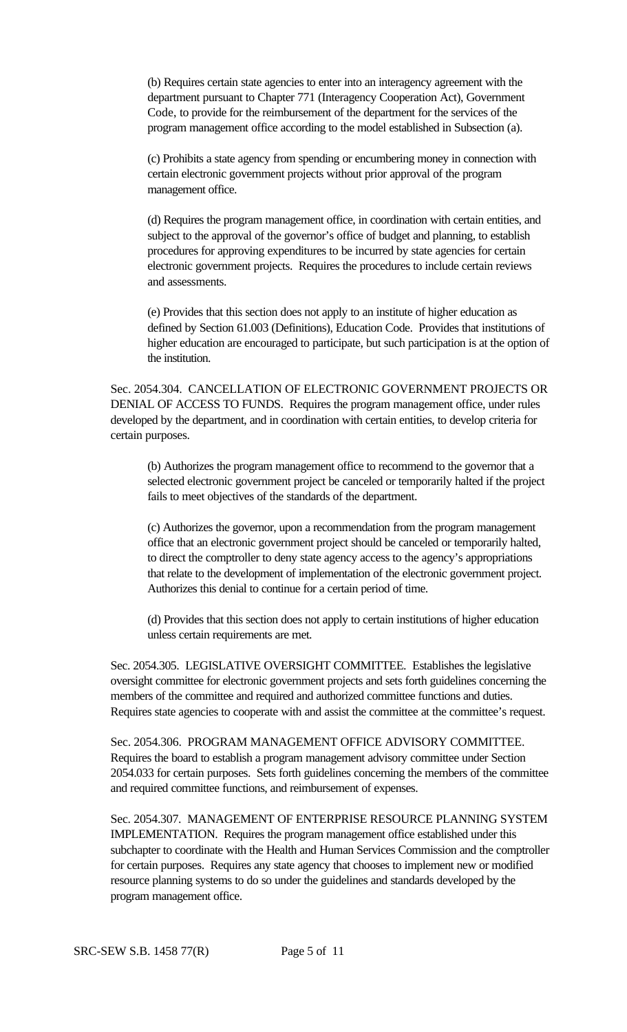(b) Requires certain state agencies to enter into an interagency agreement with the department pursuant to Chapter 771 (Interagency Cooperation Act), Government Code, to provide for the reimbursement of the department for the services of the program management office according to the model established in Subsection (a).

(c) Prohibits a state agency from spending or encumbering money in connection with certain electronic government projects without prior approval of the program management office.

(d) Requires the program management office, in coordination with certain entities, and subject to the approval of the governor's office of budget and planning, to establish procedures for approving expenditures to be incurred by state agencies for certain electronic government projects. Requires the procedures to include certain reviews and assessments.

(e) Provides that this section does not apply to an institute of higher education as defined by Section 61.003 (Definitions), Education Code. Provides that institutions of higher education are encouraged to participate, but such participation is at the option of the institution.

Sec. 2054.304. CANCELLATION OF ELECTRONIC GOVERNMENT PROJECTS OR DENIAL OF ACCESS TO FUNDS. Requires the program management office, under rules developed by the department, and in coordination with certain entities, to develop criteria for certain purposes.

(b) Authorizes the program management office to recommend to the governor that a selected electronic government project be canceled or temporarily halted if the project fails to meet objectives of the standards of the department.

(c) Authorizes the governor, upon a recommendation from the program management office that an electronic government project should be canceled or temporarily halted, to direct the comptroller to deny state agency access to the agency's appropriations that relate to the development of implementation of the electronic government project. Authorizes this denial to continue for a certain period of time.

(d) Provides that this section does not apply to certain institutions of higher education unless certain requirements are met.

Sec. 2054.305. LEGISLATIVE OVERSIGHT COMMITTEE. Establishes the legislative oversight committee for electronic government projects and sets forth guidelines concerning the members of the committee and required and authorized committee functions and duties. Requires state agencies to cooperate with and assist the committee at the committee's request.

Sec. 2054.306. PROGRAM MANAGEMENT OFFICE ADVISORY COMMITTEE. Requires the board to establish a program management advisory committee under Section 2054.033 for certain purposes. Sets forth guidelines concerning the members of the committee and required committee functions, and reimbursement of expenses.

Sec. 2054.307. MANAGEMENT OF ENTERPRISE RESOURCE PLANNING SYSTEM IMPLEMENTATION. Requires the program management office established under this subchapter to coordinate with the Health and Human Services Commission and the comptroller for certain purposes. Requires any state agency that chooses to implement new or modified resource planning systems to do so under the guidelines and standards developed by the program management office.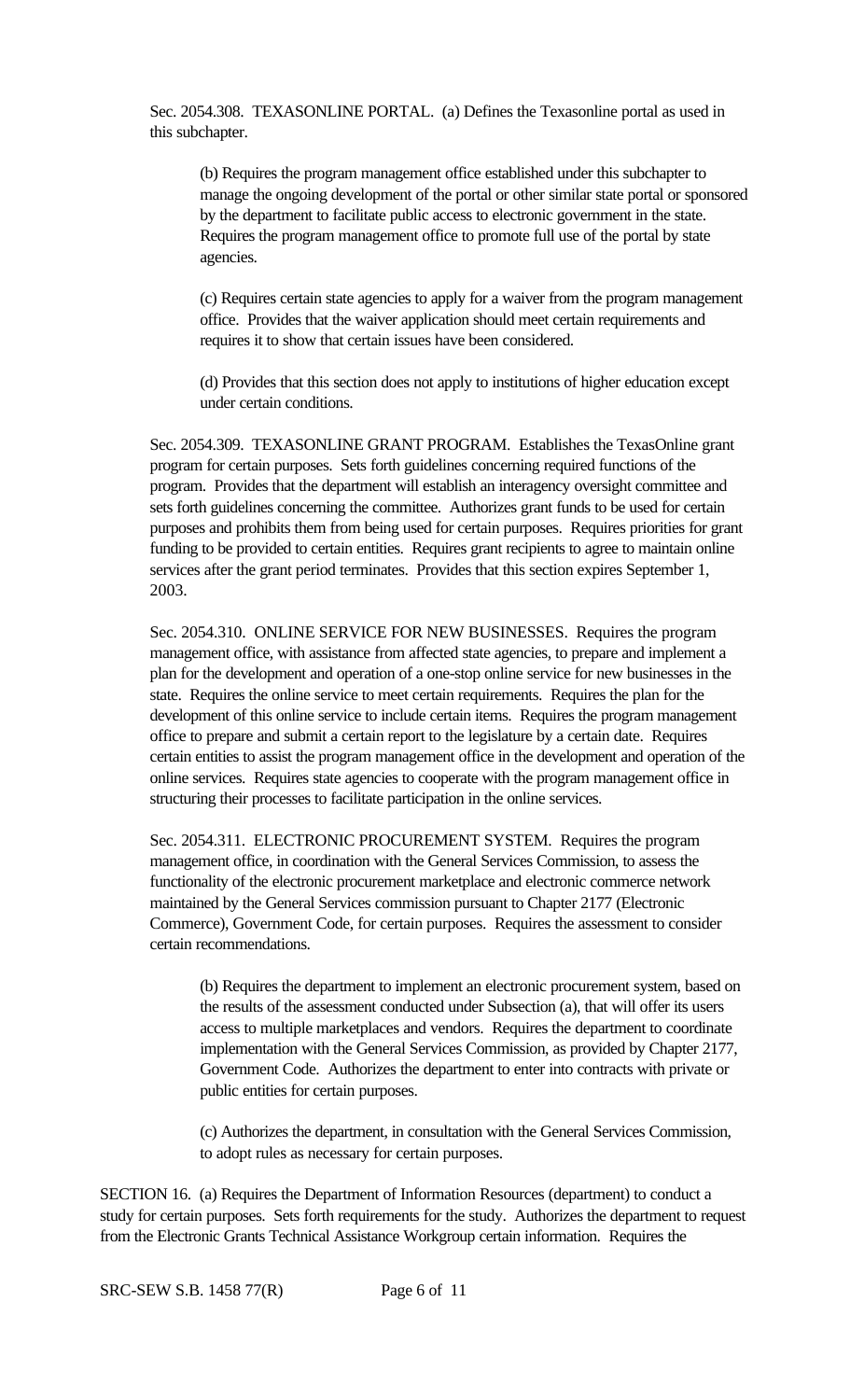Sec. 2054.308. TEXASONLINE PORTAL. (a) Defines the Texasonline portal as used in this subchapter.

(b) Requires the program management office established under this subchapter to manage the ongoing development of the portal or other similar state portal or sponsored by the department to facilitate public access to electronic government in the state. Requires the program management office to promote full use of the portal by state agencies.

(c) Requires certain state agencies to apply for a waiver from the program management office. Provides that the waiver application should meet certain requirements and requires it to show that certain issues have been considered.

(d) Provides that this section does not apply to institutions of higher education except under certain conditions.

Sec. 2054.309. TEXASONLINE GRANT PROGRAM. Establishes the TexasOnline grant program for certain purposes. Sets forth guidelines concerning required functions of the program. Provides that the department will establish an interagency oversight committee and sets forth guidelines concerning the committee. Authorizes grant funds to be used for certain purposes and prohibits them from being used for certain purposes. Requires priorities for grant funding to be provided to certain entities. Requires grant recipients to agree to maintain online services after the grant period terminates. Provides that this section expires September 1, 2003.

Sec. 2054.310. ONLINE SERVICE FOR NEW BUSINESSES. Requires the program management office, with assistance from affected state agencies, to prepare and implement a plan for the development and operation of a one-stop online service for new businesses in the state. Requires the online service to meet certain requirements. Requires the plan for the development of this online service to include certain items. Requires the program management office to prepare and submit a certain report to the legislature by a certain date. Requires certain entities to assist the program management office in the development and operation of the online services. Requires state agencies to cooperate with the program management office in structuring their processes to facilitate participation in the online services.

Sec. 2054.311. ELECTRONIC PROCUREMENT SYSTEM. Requires the program management office, in coordination with the General Services Commission, to assess the functionality of the electronic procurement marketplace and electronic commerce network maintained by the General Services commission pursuant to Chapter 2177 (Electronic Commerce), Government Code, for certain purposes. Requires the assessment to consider certain recommendations.

(b) Requires the department to implement an electronic procurement system, based on the results of the assessment conducted under Subsection (a), that will offer its users access to multiple marketplaces and vendors. Requires the department to coordinate implementation with the General Services Commission, as provided by Chapter 2177, Government Code. Authorizes the department to enter into contracts with private or public entities for certain purposes.

(c) Authorizes the department, in consultation with the General Services Commission, to adopt rules as necessary for certain purposes.

SECTION 16. (a) Requires the Department of Information Resources (department) to conduct a study for certain purposes. Sets forth requirements for the study. Authorizes the department to request from the Electronic Grants Technical Assistance Workgroup certain information. Requires the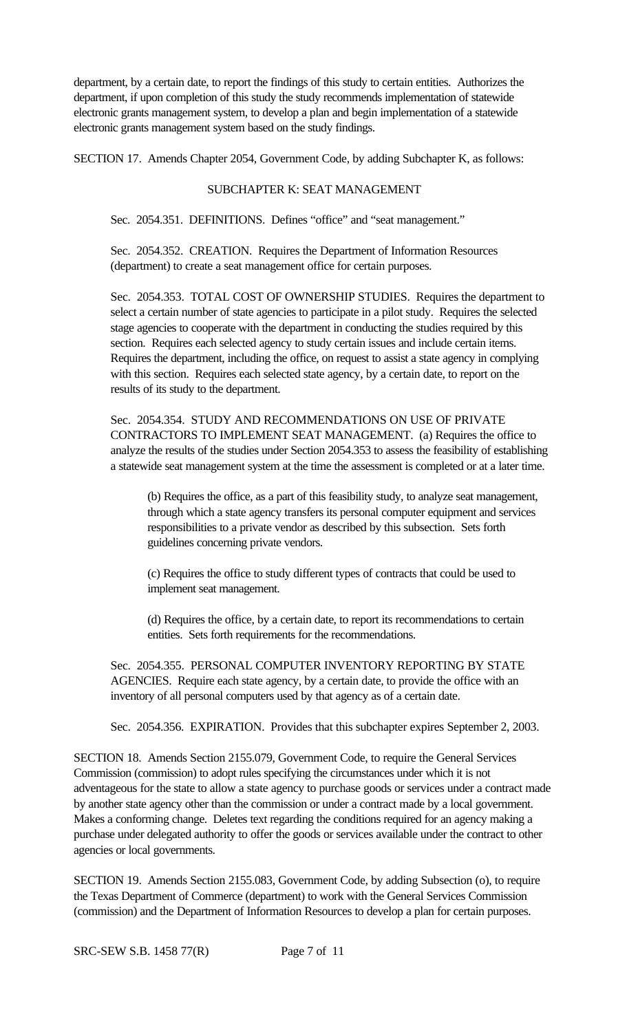department, by a certain date, to report the findings of this study to certain entities. Authorizes the department, if upon completion of this study the study recommends implementation of statewide electronic grants management system, to develop a plan and begin implementation of a statewide electronic grants management system based on the study findings.

SECTION 17. Amends Chapter 2054, Government Code, by adding Subchapter K, as follows:

SUBCHAPTER K: SEAT MANAGEMENT

Sec. 2054.351. DEFINITIONS. Defines "office" and "seat management."

Sec. 2054.352. CREATION. Requires the Department of Information Resources (department) to create a seat management office for certain purposes.

Sec. 2054.353. TOTAL COST OF OWNERSHIP STUDIES. Requires the department to select a certain number of state agencies to participate in a pilot study. Requires the selected stage agencies to cooperate with the department in conducting the studies required by this section. Requires each selected agency to study certain issues and include certain items. Requires the department, including the office, on request to assist a state agency in complying with this section. Requires each selected state agency, by a certain date, to report on the results of its study to the department.

Sec. 2054.354. STUDY AND RECOMMENDATIONS ON USE OF PRIVATE CONTRACTORS TO IMPLEMENT SEAT MANAGEMENT. (a) Requires the office to analyze the results of the studies under Section 2054.353 to assess the feasibility of establishing a statewide seat management system at the time the assessment is completed or at a later time.

(b) Requires the office, as a part of this feasibility study, to analyze seat management, through which a state agency transfers its personal computer equipment and services responsibilities to a private vendor as described by this subsection. Sets forth guidelines concerning private vendors.

(c) Requires the office to study different types of contracts that could be used to implement seat management.

(d) Requires the office, by a certain date, to report its recommendations to certain entities. Sets forth requirements for the recommendations.

Sec. 2054.355. PERSONAL COMPUTER INVENTORY REPORTING BY STATE AGENCIES. Require each state agency, by a certain date, to provide the office with an inventory of all personal computers used by that agency as of a certain date.

Sec. 2054.356. EXPIRATION. Provides that this subchapter expires September 2, 2003.

SECTION 18. Amends Section 2155.079, Government Code, to require the General Services Commission (commission) to adopt rules specifying the circumstances under which it is not adventageous for the state to allow a state agency to purchase goods or services under a contract made by another state agency other than the commission or under a contract made by a local government. Makes a conforming change. Deletes text regarding the conditions required for an agency making a purchase under delegated authority to offer the goods or services available under the contract to other agencies or local governments.

SECTION 19. Amends Section 2155.083, Government Code, by adding Subsection (o), to require the Texas Department of Commerce (department) to work with the General Services Commission (commission) and the Department of Information Resources to develop a plan for certain purposes.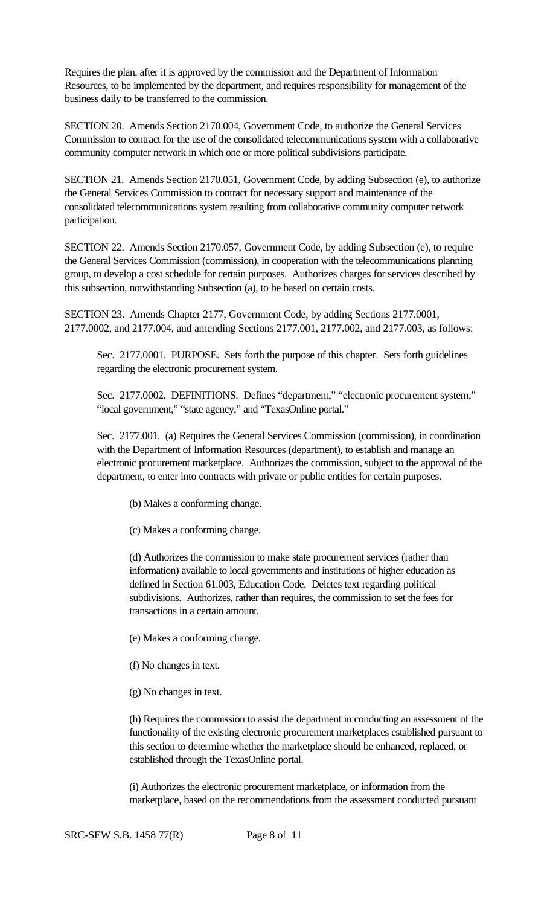Requires the plan, after it is approved by the commission and the Department of Information Resources, to be implemented by the department, and requires responsibility for management of the business daily to be transferred to the commission.

SECTION 20. Amends Section 2170.004, Government Code, to authorize the General Services Commission to contract for the use of the consolidated telecommunications system with a collaborative community computer network in which one or more political subdivisions participate.

SECTION 21. Amends Section 2170.051, Government Code, by adding Subsection (e), to authorize the General Services Commission to contract for necessary support and maintenance of the consolidated telecommunications system resulting from collaborative community computer network participation.

SECTION 22. Amends Section 2170.057, Government Code, by adding Subsection (e), to require the General Services Commission (commission), in cooperation with the telecommunications planning group, to develop a cost schedule for certain purposes. Authorizes charges for services described by this subsection, notwithstanding Subsection (a), to be based on certain costs.

SECTION 23. Amends Chapter 2177, Government Code, by adding Sections 2177.0001, 2177.0002, and 2177.004, and amending Sections 2177.001, 2177.002, and 2177.003, as follows:

Sec. 2177.0001. PURPOSE. Sets forth the purpose of this chapter. Sets forth guidelines regarding the electronic procurement system.

Sec. 2177.0002. DEFINITIONS. Defines "department," "electronic procurement system," "local government," "state agency," and "TexasOnline portal."

Sec. 2177.001. (a) Requires the General Services Commission (commission), in coordination with the Department of Information Resources (department), to establish and manage an electronic procurement marketplace. Authorizes the commission, subject to the approval of the department, to enter into contracts with private or public entities for certain purposes.

(b) Makes a conforming change.

(c) Makes a conforming change.

(d) Authorizes the commission to make state procurement services (rather than information) available to local governments and institutions of higher education as defined in Section 61.003, Education Code. Deletes text regarding political subdivisions. Authorizes, rather than requires, the commission to set the fees for transactions in a certain amount.

(e) Makes a conforming change.

(f) No changes in text.

(g) No changes in text.

(h) Requires the commission to assist the department in conducting an assessment of the functionality of the existing electronic procurement marketplaces established pursuant to this section to determine whether the marketplace should be enhanced, replaced, or established through the TexasOnline portal.

(i) Authorizes the electronic procurement marketplace, or information from the marketplace, based on the recommendations from the assessment conducted pursuant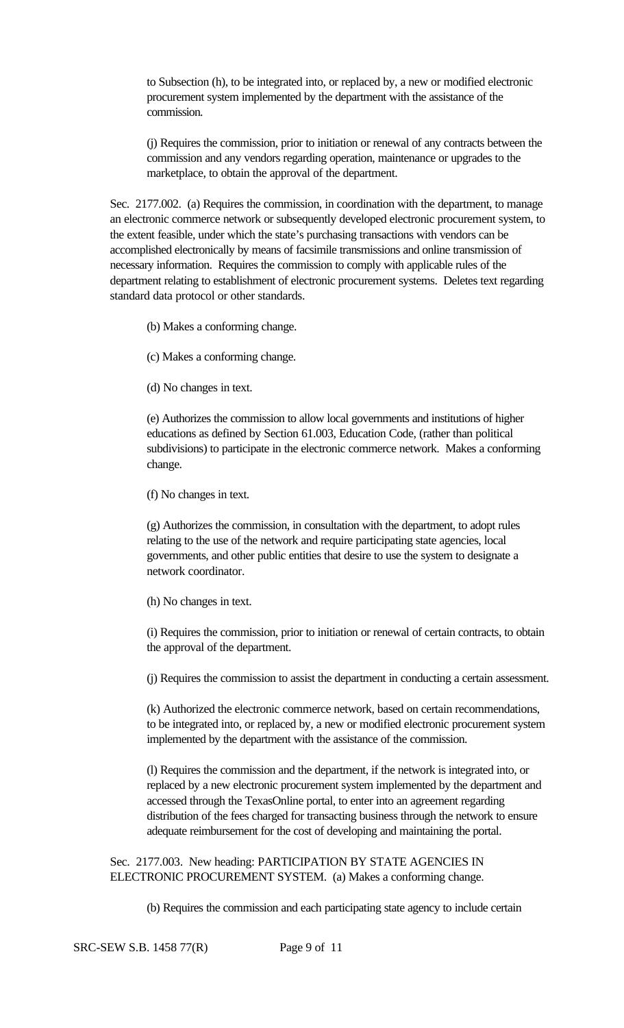to Subsection (h), to be integrated into, or replaced by, a new or modified electronic procurement system implemented by the department with the assistance of the commission.

(j) Requires the commission, prior to initiation or renewal of any contracts between the commission and any vendors regarding operation, maintenance or upgrades to the marketplace, to obtain the approval of the department.

Sec. 2177.002. (a) Requires the commission, in coordination with the department, to manage an electronic commerce network or subsequently developed electronic procurement system, to the extent feasible, under which the state's purchasing transactions with vendors can be accomplished electronically by means of facsimile transmissions and online transmission of necessary information. Requires the commission to comply with applicable rules of the department relating to establishment of electronic procurement systems. Deletes text regarding standard data protocol or other standards.

(b) Makes a conforming change.

(c) Makes a conforming change.

(d) No changes in text.

(e) Authorizes the commission to allow local governments and institutions of higher educations as defined by Section 61.003, Education Code, (rather than political subdivisions) to participate in the electronic commerce network. Makes a conforming change.

(f) No changes in text.

(g) Authorizes the commission, in consultation with the department, to adopt rules relating to the use of the network and require participating state agencies, local governments, and other public entities that desire to use the system to designate a network coordinator.

(h) No changes in text.

(i) Requires the commission, prior to initiation or renewal of certain contracts, to obtain the approval of the department.

(j) Requires the commission to assist the department in conducting a certain assessment.

(k) Authorized the electronic commerce network, based on certain recommendations, to be integrated into, or replaced by, a new or modified electronic procurement system implemented by the department with the assistance of the commission.

(l) Requires the commission and the department, if the network is integrated into, or replaced by a new electronic procurement system implemented by the department and accessed through the TexasOnline portal, to enter into an agreement regarding distribution of the fees charged for transacting business through the network to ensure adequate reimbursement for the cost of developing and maintaining the portal.

Sec. 2177.003. New heading: PARTICIPATION BY STATE AGENCIES IN ELECTRONIC PROCUREMENT SYSTEM. (a) Makes a conforming change.

(b) Requires the commission and each participating state agency to include certain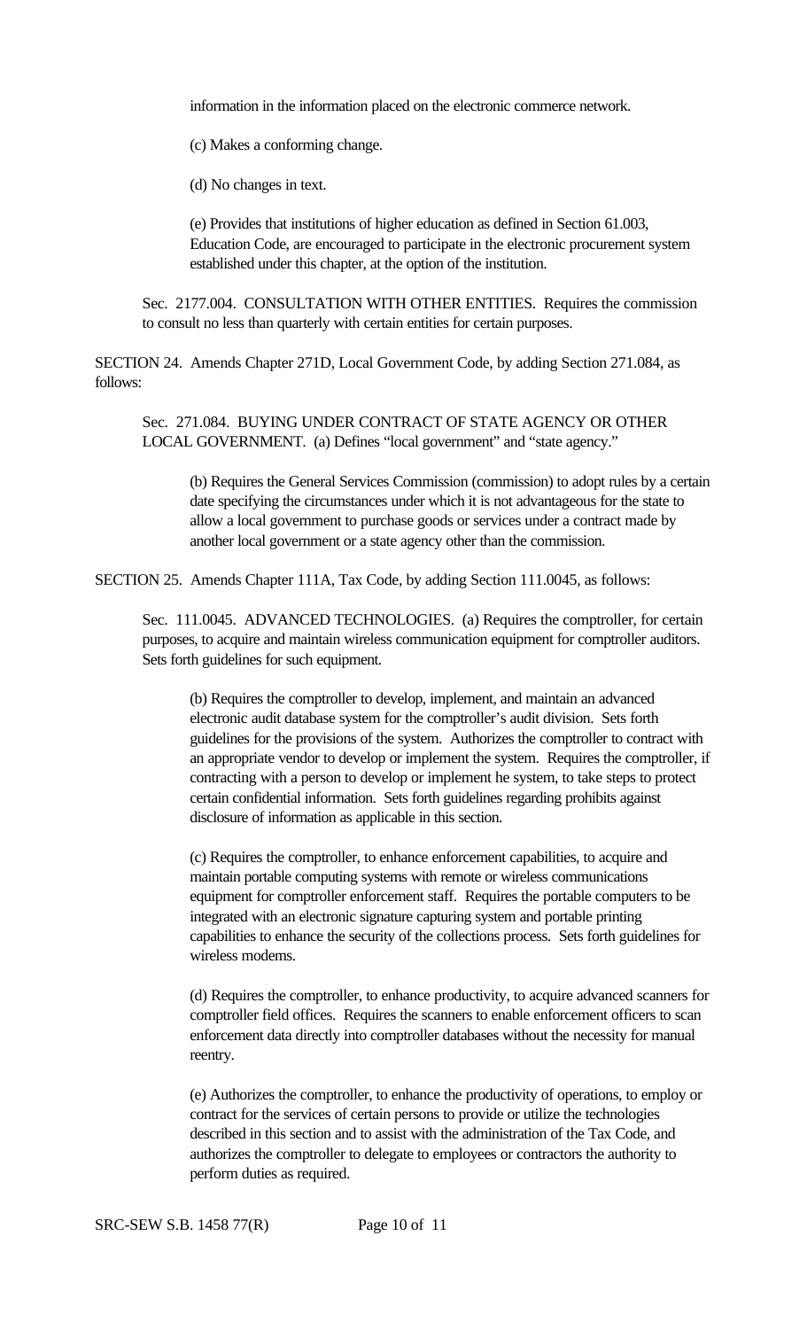information in the information placed on the electronic commerce network.

(c) Makes a conforming change.

(d) No changes in text.

(e) Provides that institutions of higher education as defined in Section 61.003, Education Code, are encouraged to participate in the electronic procurement system established under this chapter, at the option of the institution.

Sec. 2177.004. CONSULTATION WITH OTHER ENTITIES. Requires the commission to consult no less than quarterly with certain entities for certain purposes.

SECTION 24. Amends Chapter 271D, Local Government Code, by adding Section 271.084, as follows:

Sec. 271.084. BUYING UNDER CONTRACT OF STATE AGENCY OR OTHER LOCAL GOVERNMENT. (a) Defines "local government" and "state agency."

(b) Requires the General Services Commission (commission) to adopt rules by a certain date specifying the circumstances under which it is not advantageous for the state to allow a local government to purchase goods or services under a contract made by another local government or a state agency other than the commission.

SECTION 25. Amends Chapter 111A, Tax Code, by adding Section 111.0045, as follows:

Sec. 111.0045. ADVANCED TECHNOLOGIES. (a) Requires the comptroller, for certain purposes, to acquire and maintain wireless communication equipment for comptroller auditors. Sets forth guidelines for such equipment.

(b) Requires the comptroller to develop, implement, and maintain an advanced electronic audit database system for the comptroller's audit division. Sets forth guidelines for the provisions of the system. Authorizes the comptroller to contract with an appropriate vendor to develop or implement the system. Requires the comptroller, if contracting with a person to develop or implement he system, to take steps to protect certain confidential information. Sets forth guidelines regarding prohibits against disclosure of information as applicable in this section.

(c) Requires the comptroller, to enhance enforcement capabilities, to acquire and maintain portable computing systems with remote or wireless communications equipment for comptroller enforcement staff. Requires the portable computers to be integrated with an electronic signature capturing system and portable printing capabilities to enhance the security of the collections process. Sets forth guidelines for wireless modems.

(d) Requires the comptroller, to enhance productivity, to acquire advanced scanners for comptroller field offices. Requires the scanners to enable enforcement officers to scan enforcement data directly into comptroller databases without the necessity for manual reentry.

(e) Authorizes the comptroller, to enhance the productivity of operations, to employ or contract for the services of certain persons to provide or utilize the technologies described in this section and to assist with the administration of the Tax Code, and authorizes the comptroller to delegate to employees or contractors the authority to perform duties as required.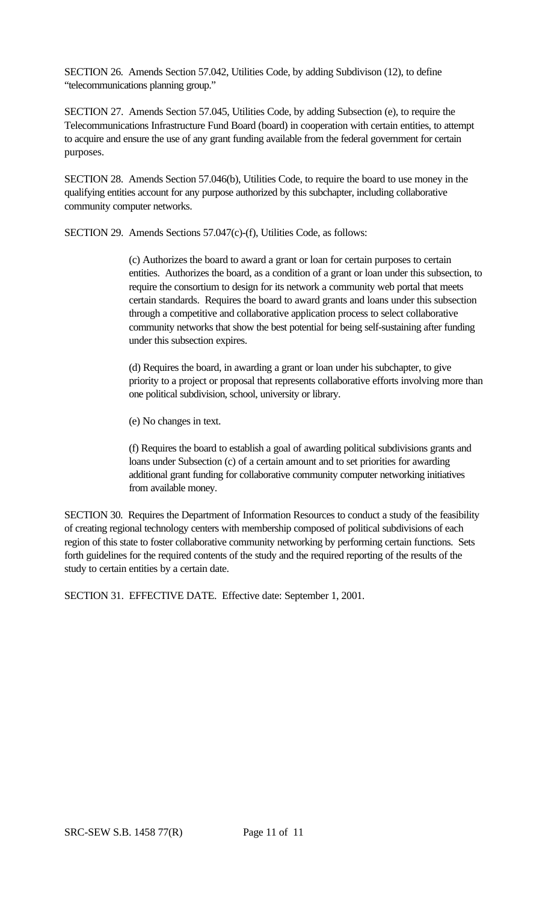SECTION 26. Amends Section 57.042, Utilities Code, by adding Subdivison (12), to define "telecommunications planning group."

SECTION 27. Amends Section 57.045, Utilities Code, by adding Subsection (e), to require the Telecommunications Infrastructure Fund Board (board) in cooperation with certain entities, to attempt to acquire and ensure the use of any grant funding available from the federal government for certain purposes.

SECTION 28. Amends Section 57.046(b), Utilities Code, to require the board to use money in the qualifying entities account for any purpose authorized by this subchapter, including collaborative community computer networks.

SECTION 29. Amends Sections 57.047(c)-(f), Utilities Code, as follows:

> (c) Authorizes the board to award a grant or loan for certain purposes to certain entities. Authorizes the board, as a condition of a grant or loan under this subsection, to require the consortium to design for its network a community web portal that meets certain standards. Requires the board to award grants and loans under this subsection through a competitive and collaborative application process to select collaborative community networks that show the best potential for being self-sustaining after funding under this subsection expires.
>
> (d) Requires the board, in awarding a grant or loan under his subchapter, to give priority to a project or proposal that represents collaborative efforts involving more than one political subdivision, school, university or library.
>
> (e) No changes in text.
>
> (f) Requires the board to establish a goal of awarding political subdivisions grants and loans under Subsection (c) of a certain amount and to set priorities for awarding additional grant funding for collaborative community computer networking initiatives from available money.

SECTION 30. Requires the Department of Information Resources to conduct a study of the feasibility of creating regional technology centers with membership composed of political subdivisions of each region of this state to foster collaborative community networking by performing certain functions. Sets forth guidelines for the required contents of the study and the required reporting of the results of the study to certain entities by a certain date.

SECTION 31. EFFECTIVE DATE. Effective date: September 1, 2001.